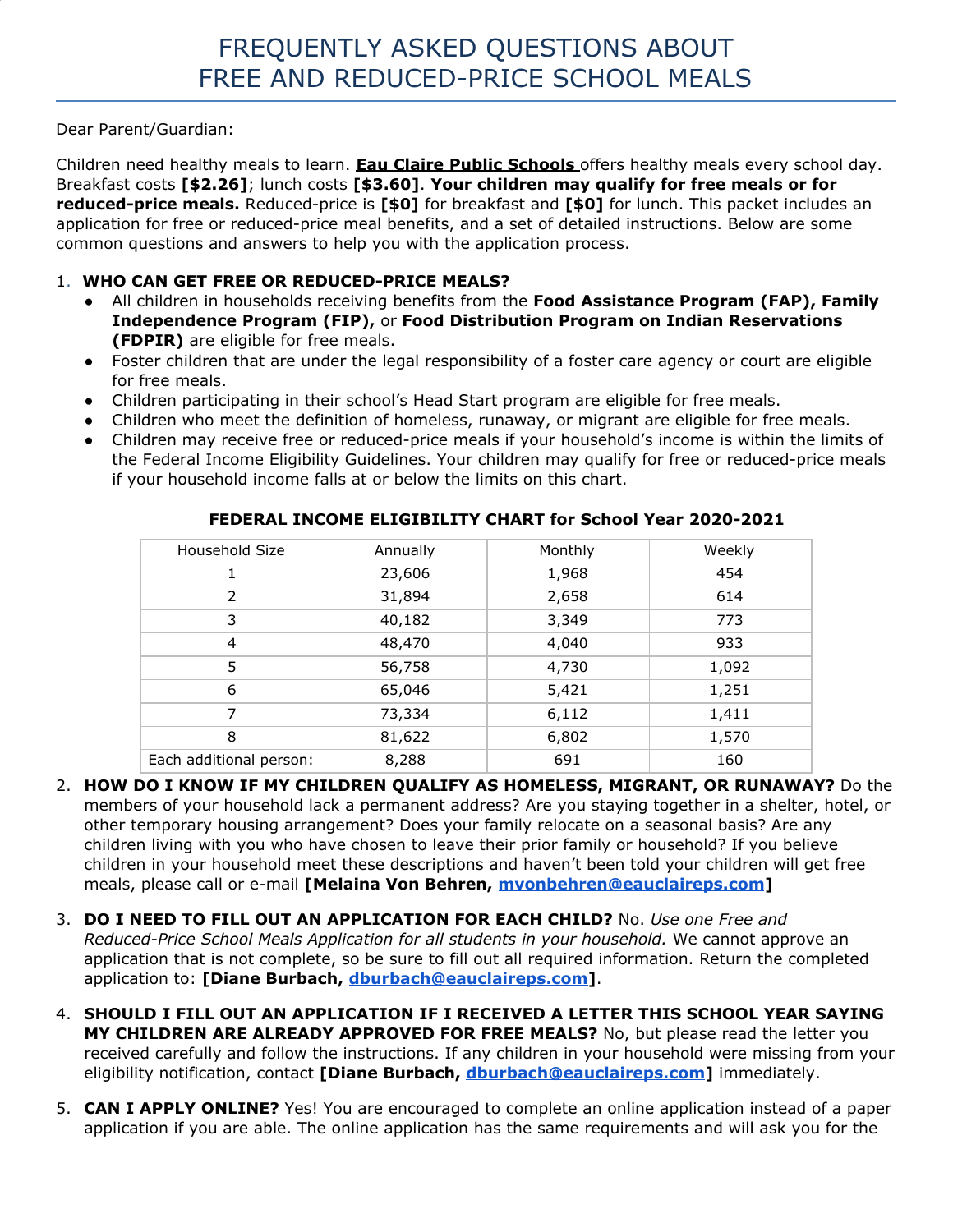# FREQUENTLY ASKED QUESTIONS ABOUT FREE AND REDUCED-PRICE SCHOOL MEALS

Dear Parent/Guardian:

Children need healthy meals to learn. **Eau Claire Public Schools** offers healthy meals every school day. Breakfast costs **[$2.26]**; lunch costs **[$3.60]**. **Your children may qualify for free meals or for reduced-price meals.** Reduced-price is **[$0]** for breakfast and **[$0]** for lunch. This packet includes an application for free or reduced-price meal benefits, and a set of detailed instructions. Below are some common questions and answers to help you with the application process.

1. **WHO CAN GET FREE OR REDUCED-PRICE MEALS?**
   - All children in households receiving benefits from the **Food Assistance Program (FAP), Family Independence Program (FIP),** or **Food Distribution Program on Indian Reservations (FDPIR)** are eligible for free meals.
   - Foster children that are under the legal responsibility of a foster care agency or court are eligible for free meals.
   - Children participating in their school's Head Start program are eligible for free meals.
   - Children who meet the definition of homeless, runaway, or migrant are eligible for free meals.
   - Children may receive free or reduced-price meals if your household's income is within the limits of the Federal Income Eligibility Guidelines. Your children may qualify for free or reduced-price meals if your household income falls at or below the limits on this chart.

**FEDERAL INCOME ELIGIBILITY CHART for School Year 2020-2021**

| Household Size | Annually | Monthly | Weekly |
|---|---|---|---|
| 1 | 23,606 | 1,968 | 454 |
| 2 | 31,894 | 2,658 | 614 |
| 3 | 40,182 | 3,349 | 773 |
| 4 | 48,470 | 4,040 | 933 |
| 5 | 56,758 | 4,730 | 1,092 |
| 6 | 65,046 | 5,421 | 1,251 |
| 7 | 73,334 | 6,112 | 1,411 |
| 8 | 81,622 | 6,802 | 1,570 |
| Each additional person: | 8,288 | 691 | 160 |

2. **HOW DO I KNOW IF MY CHILDREN QUALIFY AS HOMELESS, MIGRANT, OR RUNAWAY?** Do the members of your household lack a permanent address? Are you staying together in a shelter, hotel, or other temporary housing arrangement? Does your family relocate on a seasonal basis? Are any children living with you who have chosen to leave their prior family or household? If you believe children in your household meet these descriptions and haven't been told your children will get free meals, please call or e-mail **[Melaina Von Behren, mvonbehren@eauclaireps.com]**

3. **DO I NEED TO FILL OUT AN APPLICATION FOR EACH CHILD?** No. *Use one Free and Reduced-Price School Meals Application for all students in your household.* We cannot approve an application that is not complete, so be sure to fill out all required information. Return the completed application to: **[Diane Burbach, dburbach@eauclaireps.com]**.

4. **SHOULD I FILL OUT AN APPLICATION IF I RECEIVED A LETTER THIS SCHOOL YEAR SAYING MY CHILDREN ARE ALREADY APPROVED FOR FREE MEALS?** No, but please read the letter you received carefully and follow the instructions. If any children in your household were missing from your eligibility notification, contact **[Diane Burbach, dburbach@eauclaireps.com]** immediately.

5. **CAN I APPLY ONLINE?** Yes! You are encouraged to complete an online application instead of a paper application if you are able. The online application has the same requirements and will ask you for the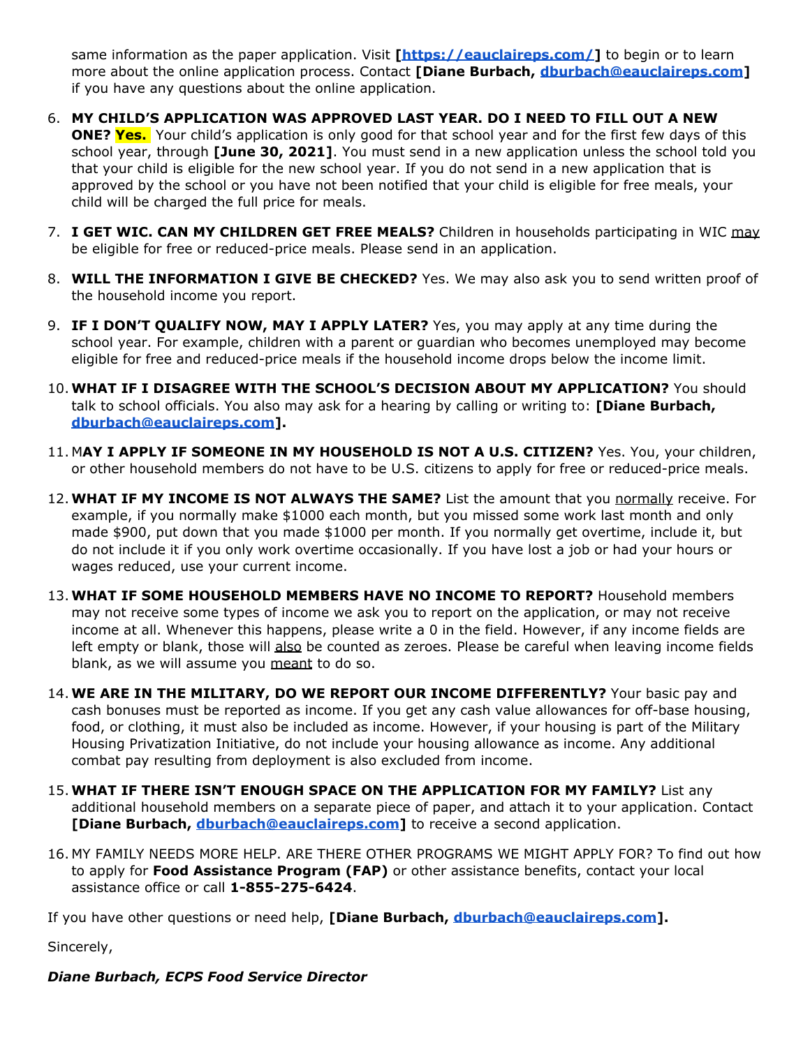same information as the paper application. Visit **[https://eauclaireps.com/]** to begin or to learn more about the online application process. Contact **[Diane Burbach, dburbach@eauclaireps.com]** if you have any questions about the online application.

6. **MY CHILD'S APPLICATION WAS APPROVED LAST YEAR. DO I NEED TO FILL OUT A NEW ONE? Yes.** Your child's application is only good for that school year and for the first few days of this school year, through **[June 30, 2021]**. You must send in a new application unless the school told you that your child is eligible for the new school year. If you do not send in a new application that is approved by the school or you have not been notified that your child is eligible for free meals, your child will be charged the full price for meals.

7. **I GET WIC. CAN MY CHILDREN GET FREE MEALS?** Children in households participating in WIC may be eligible for free or reduced-price meals. Please send in an application.

8. **WILL THE INFORMATION I GIVE BE CHECKED?** Yes. We may also ask you to send written proof of the household income you report.

9. **IF I DON'T QUALIFY NOW, MAY I APPLY LATER?** Yes, you may apply at any time during the school year. For example, children with a parent or guardian who becomes unemployed may become eligible for free and reduced-price meals if the household income drops below the income limit.

10. **WHAT IF I DISAGREE WITH THE SCHOOL'S DECISION ABOUT MY APPLICATION?** You should talk to school officials. You also may ask for a hearing by calling or writing to: **[Diane Burbach, dburbach@eauclaireps.com].**

11. M**AY I APPLY IF SOMEONE IN MY HOUSEHOLD IS NOT A U.S. CITIZEN?** Yes. You, your children, or other household members do not have to be U.S. citizens to apply for free or reduced-price meals.

12. **WHAT IF MY INCOME IS NOT ALWAYS THE SAME?** List the amount that you normally receive. For example, if you normally make $1000 each month, but you missed some work last month and only made $900, put down that you made $1000 per month. If you normally get overtime, include it, but do not include it if you only work overtime occasionally. If you have lost a job or had your hours or wages reduced, use your current income.

13. **WHAT IF SOME HOUSEHOLD MEMBERS HAVE NO INCOME TO REPORT?** Household members may not receive some types of income we ask you to report on the application, or may not receive income at all. Whenever this happens, please write a 0 in the field. However, if any income fields are left empty or blank, those will also be counted as zeroes. Please be careful when leaving income fields blank, as we will assume you meant to do so.

14. **WE ARE IN THE MILITARY, DO WE REPORT OUR INCOME DIFFERENTLY?** Your basic pay and cash bonuses must be reported as income. If you get any cash value allowances for off-base housing, food, or clothing, it must also be included as income. However, if your housing is part of the Military Housing Privatization Initiative, do not include your housing allowance as income. Any additional combat pay resulting from deployment is also excluded from income.

15. **WHAT IF THERE ISN'T ENOUGH SPACE ON THE APPLICATION FOR MY FAMILY?** List any additional household members on a separate piece of paper, and attach it to your application. Contact **[Diane Burbach, dburbach@eauclaireps.com]** to receive a second application.

16. MY FAMILY NEEDS MORE HELP. ARE THERE OTHER PROGRAMS WE MIGHT APPLY FOR? To find out how to apply for **Food Assistance Program (FAP)** or other assistance benefits, contact your local assistance office or call **1-855-275-6424**.

If you have other questions or need help, **[Diane Burbach, dburbach@eauclaireps.com].**

Sincerely,

***Diane Burbach, ECPS Food Service Director***